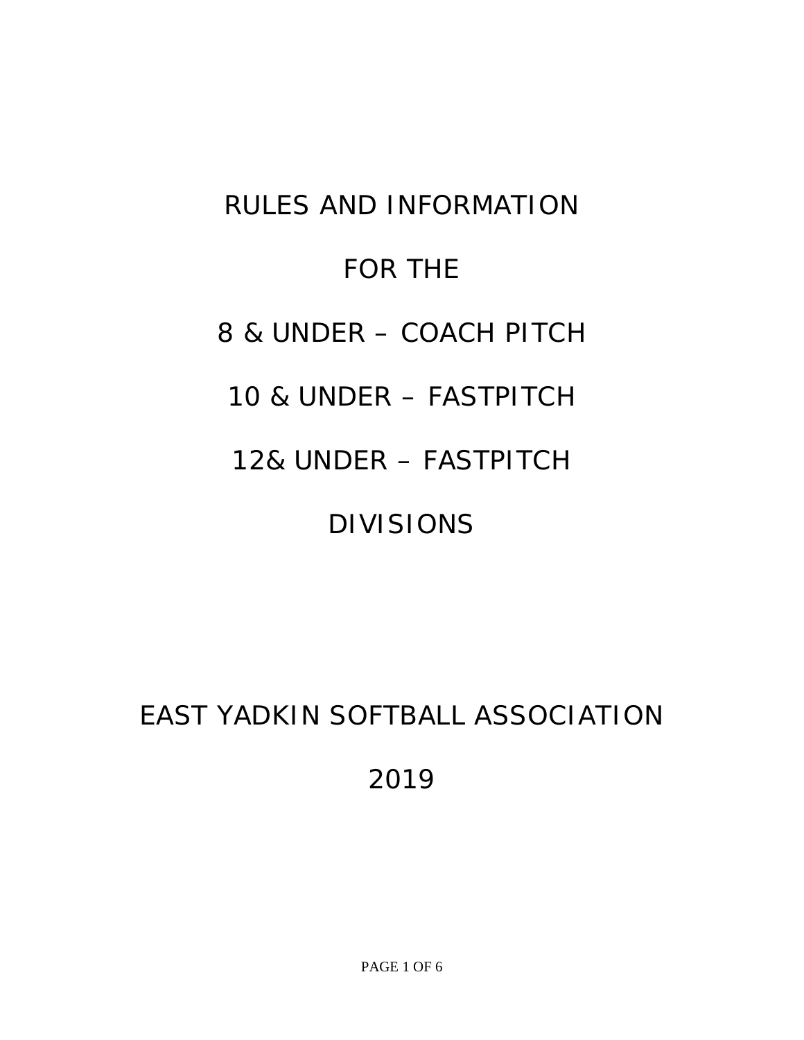# RULES AND INFORMATION

# FOR THE

# 8 & UNDER – COACH PITCH

# 10 & UNDER – FASTPITCH

# 12& UNDER – FASTPITCH

# DIVISIONS

# EAST YADKIN SOFTBALL ASSOCIATION

# 2019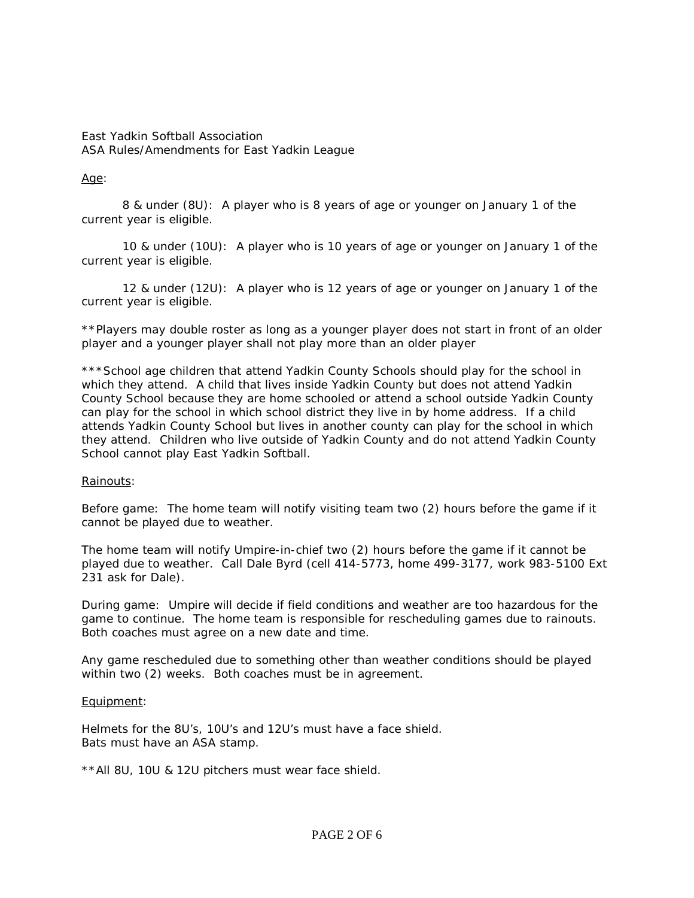East Yadkin Softball Association
ASA Rules/Amendments for East Yadkin League

<u>Age</u>:

8 & under (8U): A player who is 8 years of age or younger on January 1 of the current year is eligible.

10 & under (10U): A player who is 10 years of age or younger on January 1 of the current year is eligible.

12 & under (12U): A player who is 12 years of age or younger on January 1 of the current year is eligible.

**Players may double roster as long as a younger player does not start in front of an older player and a younger player shall not play more than an older player

***School age children that attend Yadkin County Schools should play for the school in which they attend. A child that lives inside Yadkin County but does not attend Yadkin County School because they are home schooled or attend a school outside Yadkin County can play for the school in which school district they live in by home address. If a child attends Yadkin County School but lives in another county can play for the school in which they attend. Children who live outside of Yadkin County and do not attend Yadkin County School cannot play East Yadkin Softball.

<u>Rainouts</u>:

Before game: The home team will notify visiting team two (2) hours before the game if it cannot be played due to weather.

The home team will notify Umpire-in-chief two (2) hours before the game if it cannot be played due to weather. Call Dale Byrd (cell 414-5773, home 499-3177, work 983-5100 Ext 231 ask for Dale).

During game: Umpire will decide if field conditions and weather are too hazardous for the game to continue. The home team is responsible for rescheduling games due to rainouts. Both coaches must agree on a new date and time.

Any game rescheduled due to something other than weather conditions should be played within two (2) weeks. Both coaches must be in agreement.

<u>Equipment</u>:

Helmets for the 8U's, 10U's and 12U's must have a face shield.
Bats must have an ASA stamp.

**All 8U, 10U & 12U pitchers must wear face shield.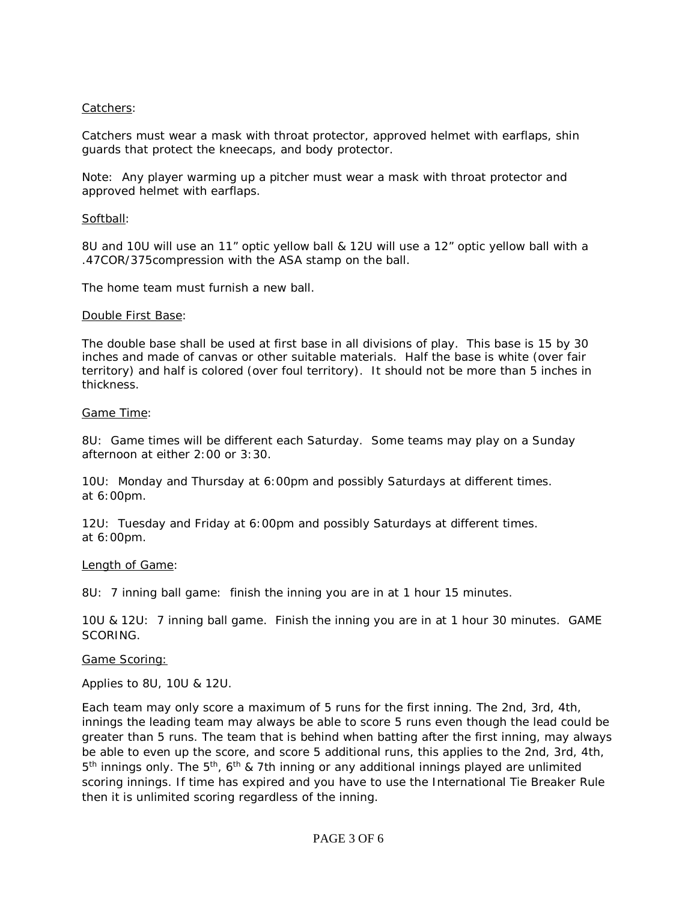<u>Catchers</u>:

Catchers must wear a mask with throat protector, approved helmet with earflaps, shin guards that protect the kneecaps, and body protector.

Note: Any player warming up a pitcher must wear a mask with throat protector and approved helmet with earflaps.

<u>Softball</u>:

8U and 10U will use an 11" optic yellow ball & 12U will use a 12" optic yellow ball with a .47COR/375compression with the ASA stamp on the ball.

The home team must furnish a new ball.

<u>Double First Base</u>:

The double base shall be used at first base in all divisions of play. This base is 15 by 30 inches and made of canvas or other suitable materials. Half the base is white (over fair territory) and half is colored (over foul territory). It should not be more than 5 inches in thickness.

<u>Game Time</u>:

8U: Game times will be different each Saturday. Some teams may play on a Sunday afternoon at either 2:00 or 3:30.

10U: Monday and Thursday at 6:00pm and possibly Saturdays at different times. at 6:00pm.

12U: Tuesday and Friday at 6:00pm and possibly Saturdays at different times. at 6:00pm.

<u>Length of Game</u>:

8U: 7 inning ball game: finish the inning you are in at 1 hour 15 minutes.

10U & 12U: 7 inning ball game. Finish the inning you are in at 1 hour 30 minutes. GAME SCORING.

<u>Game Scoring:</u>

Applies to 8U, 10U & 12U.

Each team may only score a maximum of 5 runs for the first inning. The 2nd, 3rd, 4th, innings the leading team may always be able to score 5 runs even though the lead could be greater than 5 runs. The team that is behind when batting after the first inning, may always be able to even up the score, and score 5 additional runs, this applies to the 2nd, 3rd, 4th, 5th innings only. The 5th, 6th & 7th inning or any additional innings played are unlimited scoring innings. If time has expired and you have to use the International Tie Breaker Rule then it is unlimited scoring regardless of the inning.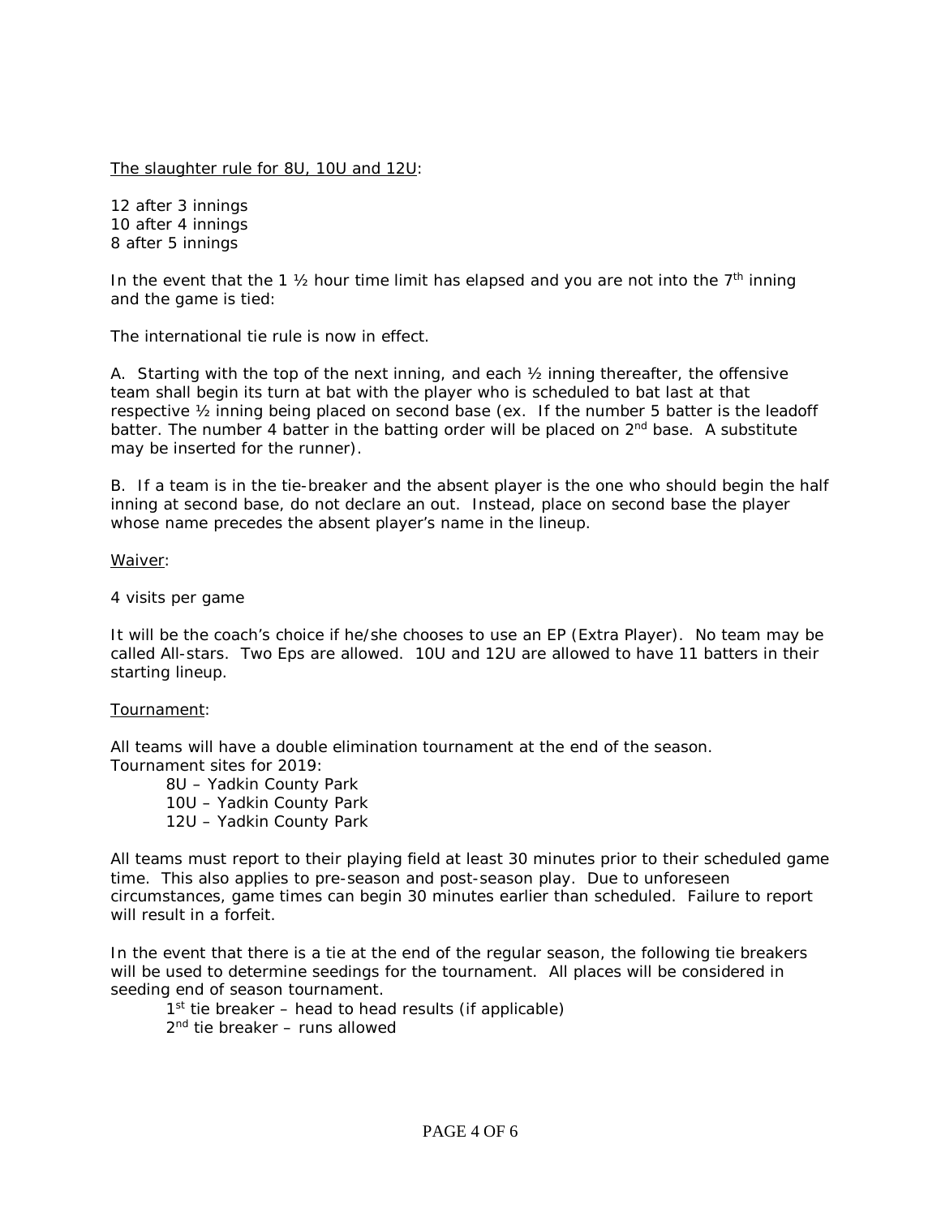<u>The slaughter rule for 8U, 10U and 12U</u>:

12 after 3 innings
10 after 4 innings
8 after 5 innings

In the event that the 1 ½ hour time limit has elapsed and you are not into the 7th inning and the game is tied:

The international tie rule is now in effect.

A. Starting with the top of the next inning, and each ½ inning thereafter, the offensive team shall begin its turn at bat with the player who is scheduled to bat last at that respective ½ inning being placed on second base (ex. If the number 5 batter is the leadoff batter. The number 4 batter in the batting order will be placed on 2nd base. A substitute may be inserted for the runner).

B. If a team is in the tie-breaker and the absent player is the one who should begin the half inning at second base, do not declare an out. Instead, place on second base the player whose name precedes the absent player's name in the lineup.

<u>Waiver</u>:

4 visits per game

It will be the coach's choice if he/she chooses to use an EP (Extra Player). No team may be called All-stars. Two Eps are allowed. 10U and 12U are allowed to have 11 batters in their starting lineup.

<u>Tournament</u>:

All teams will have a double elimination tournament at the end of the season.
Tournament sites for 2019:

- 8U – Yadkin County Park
- 10U – Yadkin County Park
- 12U – Yadkin County Park

All teams must report to their playing field at least 30 minutes prior to their scheduled game time. This also applies to pre-season and post-season play. Due to unforeseen circumstances, game times can begin 30 minutes earlier than scheduled. Failure to report will result in a forfeit.

In the event that there is a tie at the end of the regular season, the following tie breakers will be used to determine seedings for the tournament. All places will be considered in seeding end of season tournament.

- 1st tie breaker – head to head results (if applicable)
- 2nd tie breaker – runs allowed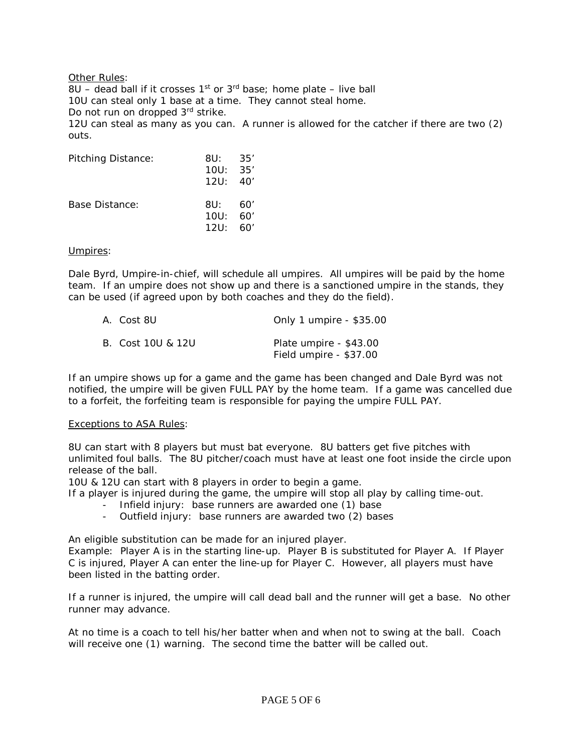Other Rules:

8U – dead ball if it crosses 1st or 3rd base; home plate – live ball
10U can steal only 1 base at a time. They cannot steal home.
Do not run on dropped 3rd strike.
12U can steal as many as you can. A runner is allowed for the catcher if there are two (2) outs.

| | | |
|---|---|---|
| Pitching Distance: | 8U: | 35’ |
| | 10U: | 35’ |
| | 12U: | 40’ |
| Base Distance: | 8U: | 60’ |
| | 10U: | 60’ |
| | 12U: | 60’ |

Umpires:

Dale Byrd, Umpire-in-chief, will schedule all umpires. All umpires will be paid by the home team. If an umpire does not show up and there is a sanctioned umpire in the stands, they can be used (if agreed upon by both coaches and they do the field).

| | |
|---|---|
| A. Cost 8U | Only 1 umpire - $35.00 |
| B. Cost 10U & 12U | Plate umpire - $43.00<br>Field umpire - $37.00 |

If an umpire shows up for a game and the game has been changed and Dale Byrd was not notified, the umpire will be given FULL PAY by the home team. If a game was cancelled due to a forfeit, the forfeiting team is responsible for paying the umpire FULL PAY.

Exceptions to ASA Rules:

8U can start with 8 players but must bat everyone. 8U batters get five pitches with unlimited foul balls. The 8U pitcher/coach must have at least one foot inside the circle upon release of the ball.
10U & 12U can start with 8 players in order to begin a game.
If a player is injured during the game, the umpire will stop all play by calling time-out.

- Infield injury: base runners are awarded one (1) base
- Outfield injury: base runners are awarded two (2) bases

An eligible substitution can be made for an injured player.
Example: Player A is in the starting line-up. Player B is substituted for Player A. If Player C is injured, Player A can enter the line-up for Player C. However, all players must have been listed in the batting order.

If a runner is injured, the umpire will call dead ball and the runner will get a base. No other runner may advance.

At no time is a coach to tell his/her batter when and when not to swing at the ball. Coach will receive one (1) warning. The second time the batter will be called out.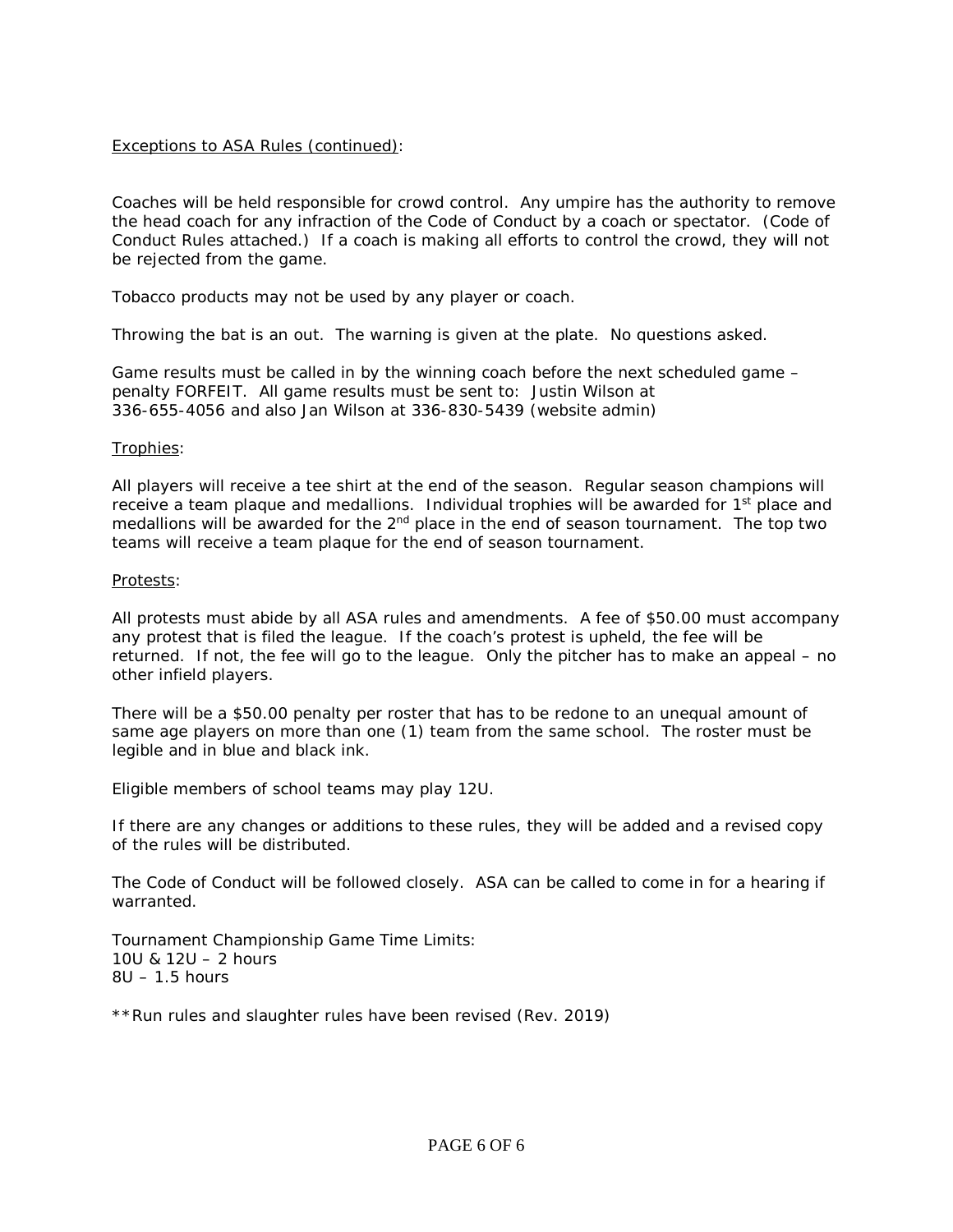Exceptions to ASA Rules (continued):

Coaches will be held responsible for crowd control. Any umpire has the authority to remove the head coach for any infraction of the Code of Conduct by a coach or spectator. (Code of Conduct Rules attached.) If a coach is making all efforts to control the crowd, they will not be rejected from the game.

Tobacco products may not be used by any player or coach.

Throwing the bat is an out. The warning is given at the plate. No questions asked.

Game results must be called in by the winning coach before the next scheduled game – penalty FORFEIT. All game results must be sent to: Justin Wilson at 336-655-4056 and also Jan Wilson at 336-830-5439 (website admin)

Trophies:

All players will receive a tee shirt at the end of the season. Regular season champions will receive a team plaque and medallions. Individual trophies will be awarded for 1st place and medallions will be awarded for the 2nd place in the end of season tournament. The top two teams will receive a team plaque for the end of season tournament.

Protests:

All protests must abide by all ASA rules and amendments. A fee of $50.00 must accompany any protest that is filed the league. If the coach's protest is upheld, the fee will be returned. If not, the fee will go to the league. Only the pitcher has to make an appeal – no other infield players.

There will be a $50.00 penalty per roster that has to be redone to an unequal amount of same age players on more than one (1) team from the same school. The roster must be legible and in blue and black ink.

Eligible members of school teams may play 12U.

If there are any changes or additions to these rules, they will be added and a revised copy of the rules will be distributed.

The Code of Conduct will be followed closely. ASA can be called to come in for a hearing if warranted.

Tournament Championship Game Time Limits:
10U & 12U – 2 hours
8U – 1.5 hours

**Run rules and slaughter rules have been revised (Rev. 2019)